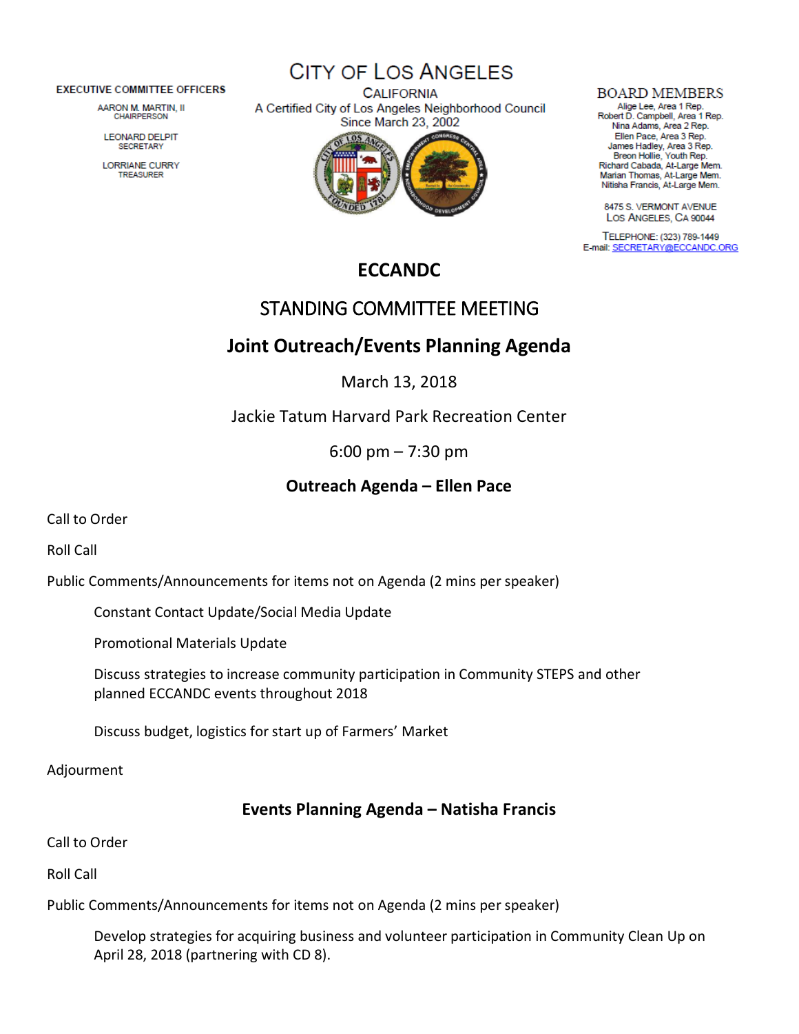**EXECUTIVE COMMITTEE OFFICERS**

AARON M. MARTIN, II
CHAIRPERSON

LEONARD DELPIT
SECRETARY

LORRIANE CURRY
TREASURER

# CITY OF LOS ANGELES

CALIFORNIA
A Certified City of Los Angeles Neighborhood Council
Since March 23, 2002

**BOARD MEMBERS**

Alige Lee, Area 1 Rep.
Robert D. Campbell, Area 1 Rep.
Nina Adams, Area 2 Rep.
Ellen Pace, Area 3 Rep.
James Hadley, Area 3 Rep.
Breon Hollie, Youth Rep.
Richard Cabada, At-Large Mem.
Marian Thomas, At-Large Mem.
Nitisha Francis, At-Large Mem.

8475 S. VERMONT AVENUE
LOS ANGELES, CA 90044

TELEPHONE: (323) 789-1449
E-mail: SECRETARY@ECCANDC.ORG

## ECCANDC

## STANDING COMMITTEE MEETING

## Joint Outreach/Events Planning Agenda

March 13, 2018

Jackie Tatum Harvard Park Recreation Center

6:00 pm – 7:30 pm

### Outreach Agenda – Ellen Pace

Call to Order

Roll Call

Public Comments/Announcements for items not on Agenda (2 mins per speaker)

- Constant Contact Update/Social Media Update
- Promotional Materials Update
- Discuss strategies to increase community participation in Community STEPS and other planned ECCANDC events throughout 2018
- Discuss budget, logistics for start up of Farmers' Market

Adjourment

### Events Planning Agenda – Natisha Francis

Call to Order

Roll Call

Public Comments/Announcements for items not on Agenda (2 mins per speaker)

- Develop strategies for acquiring business and volunteer participation in Community Clean Up on April 28, 2018 (partnering with CD 8).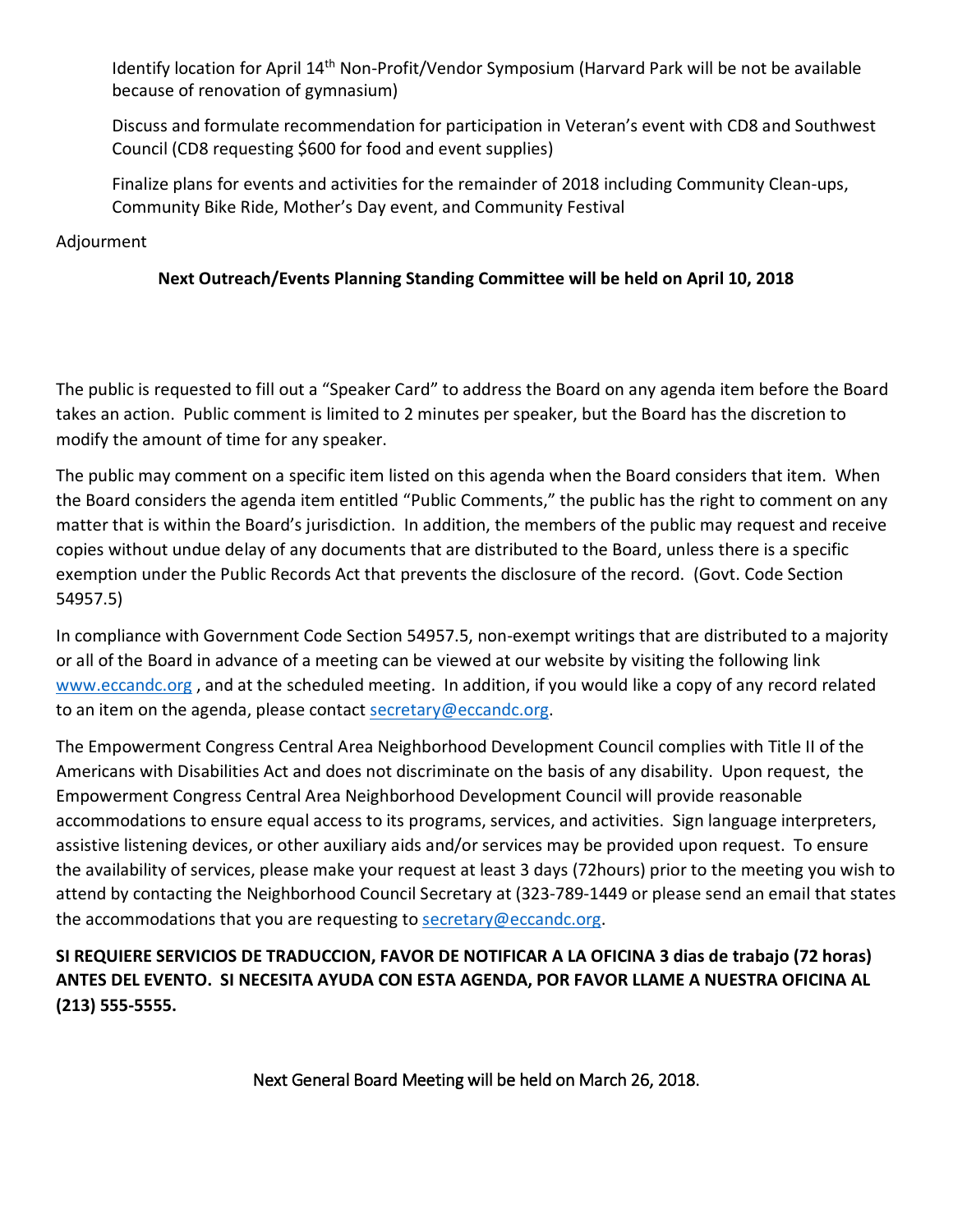Identify location for April 14th Non-Profit/Vendor Symposium (Harvard Park will be not be available because of renovation of gymnasium)

Discuss and formulate recommendation for participation in Veteran's event with CD8 and Southwest Council (CD8 requesting $600 for food and event supplies)

Finalize plans for events and activities for the remainder of 2018 including Community Clean-ups, Community Bike Ride, Mother's Day event, and Community Festival

Adjourment

**Next Outreach/Events Planning Standing Committee will be held on April 10, 2018**

The public is requested to fill out a "Speaker Card" to address the Board on any agenda item before the Board takes an action. Public comment is limited to 2 minutes per speaker, but the Board has the discretion to modify the amount of time for any speaker.

The public may comment on a specific item listed on this agenda when the Board considers that item. When the Board considers the agenda item entitled "Public Comments," the public has the right to comment on any matter that is within the Board's jurisdiction. In addition, the members of the public may request and receive copies without undue delay of any documents that are distributed to the Board, unless there is a specific exemption under the Public Records Act that prevents the disclosure of the record. (Govt. Code Section 54957.5)

In compliance with Government Code Section 54957.5, non-exempt writings that are distributed to a majority or all of the Board in advance of a meeting can be viewed at our website by visiting the following link www.eccandc.org , and at the scheduled meeting. In addition, if you would like a copy of any record related to an item on the agenda, please contact secretary@eccandc.org.

The Empowerment Congress Central Area Neighborhood Development Council complies with Title II of the Americans with Disabilities Act and does not discriminate on the basis of any disability. Upon request, the Empowerment Congress Central Area Neighborhood Development Council will provide reasonable accommodations to ensure equal access to its programs, services, and activities. Sign language interpreters, assistive listening devices, or other auxiliary aids and/or services may be provided upon request. To ensure the availability of services, please make your request at least 3 days (72hours) prior to the meeting you wish to attend by contacting the Neighborhood Council Secretary at (323-789-1449 or please send an email that states the accommodations that you are requesting to secretary@eccandc.org.

**SI REQUIERE SERVICIOS DE TRADUCCION, FAVOR DE NOTIFICAR A LA OFICINA 3 dias de trabajo (72 horas) ANTES DEL EVENTO. SI NECESITA AYUDA CON ESTA AGENDA, POR FAVOR LLAME A NUESTRA OFICINA AL (213) 555-5555.**

Next General Board Meeting will be held on March 26, 2018.